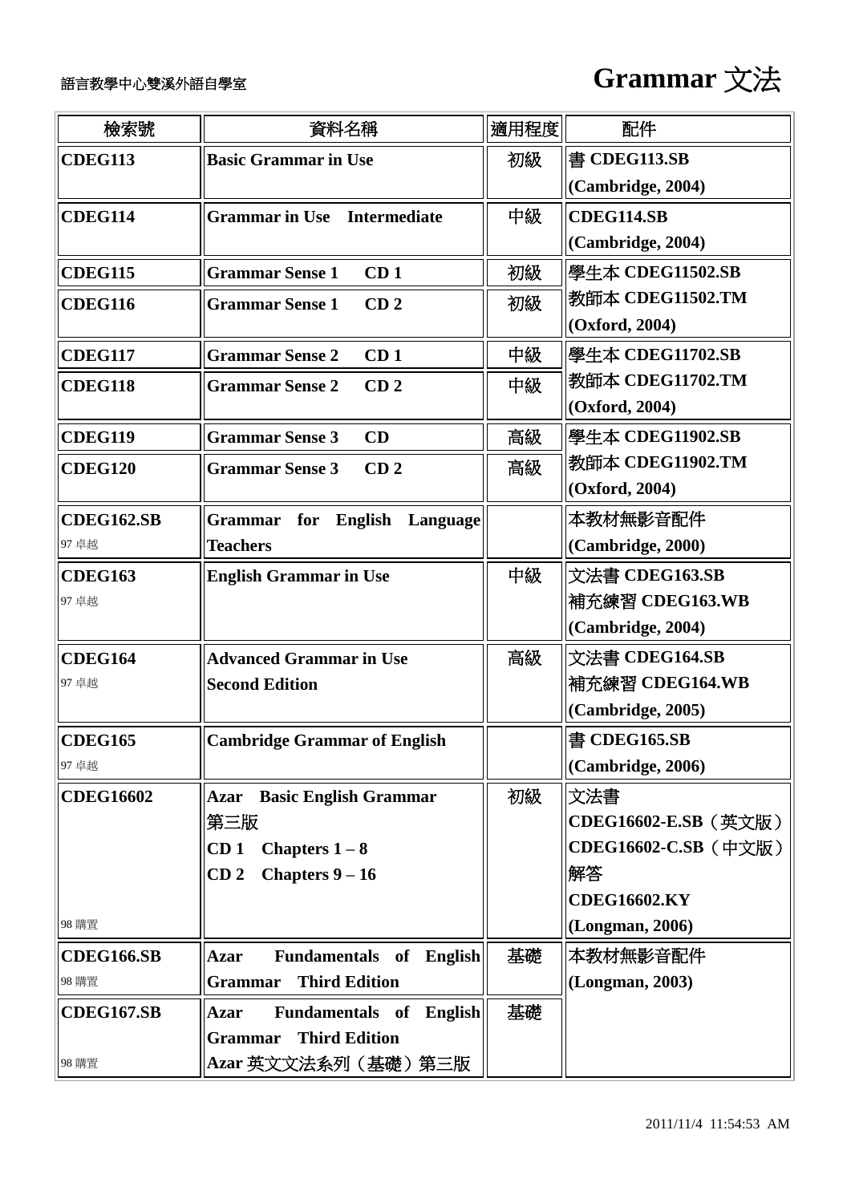語言教學中心雙溪外語自學室

# Grammar 文法

| 檢索號 | 資料名稱 | 適用程度 | 配件 |
| --- | --- | --- | --- |
| **CDEG113** | **Basic Grammar in Use** | 初級 | 書 **CDEG113.SB (Cambridge, 2004)** |
| **CDEG114** | **Grammar in Use Intermediate** | 中級 | **CDEG114.SB (Cambridge, 2004)** |
| **CDEG115** | **Grammar Sense 1 CD 1** | 初級 | 學生本 **CDEG11502.SB** 教師本 **CDEG11502.TM (Oxford, 2004)** |
| **CDEG116** | **Grammar Sense 1 CD 2** | 初級 | |
| **CDEG117** | **Grammar Sense 2 CD 1** | 中級 | 學生本 **CDEG11702.SB** 教師本 **CDEG11702.TM (Oxford, 2004)** |
| **CDEG118** | **Grammar Sense 2 CD 2** | 中級 | |
| **CDEG119** | **Grammar Sense 3 CD** | 高級 | 學生本 **CDEG11902.SB** 教師本 **CDEG11902.TM (Oxford, 2004)** |
| **CDEG120** | **Grammar Sense 3 CD 2** | 高級 | |
| **CDEG162.SB** 97 卓越 | **Grammar for English Language Teachers** | | 本教材無影音配件 **(Cambridge, 2000)** |
| **CDEG163** 97 卓越 | **English Grammar in Use** | 中級 | 文法書 **CDEG163.SB** 補充練習 **CDEG163.WB (Cambridge, 2004)** |
| **CDEG164** 97 卓越 | **Advanced Grammar in Use Second Edition** | 高級 | 文法書 **CDEG164.SB** 補充練習 **CDEG164.WB (Cambridge, 2005)** |
| **CDEG165** 97 卓越 | **Cambridge Grammar of English** | | 書 **CDEG165.SB (Cambridge, 2006)** |
| **CDEG16602** 98 購置 | **Azar Basic English Grammar** 第三版 **CD 1 Chapters 1 – 8** **CD 2 Chapters 9 – 16** | 初級 | 文法書 **CDEG16602-E.SB**（英文版） **CDEG16602-C.SB**（中文版） 解答 **CDEG16602.KY (Longman, 2006)** |
| **CDEG166.SB** 98 購置 | **Azar Fundamentals of English Grammar Third Edition** | 基礎 | 本教材無影音配件 **(Longman, 2003)** |
| **CDEG167.SB** 98 購置 | **Azar Fundamentals of English Grammar Third Edition** **Azar** 英文文法系列（基礎）第三版 | 基礎 | |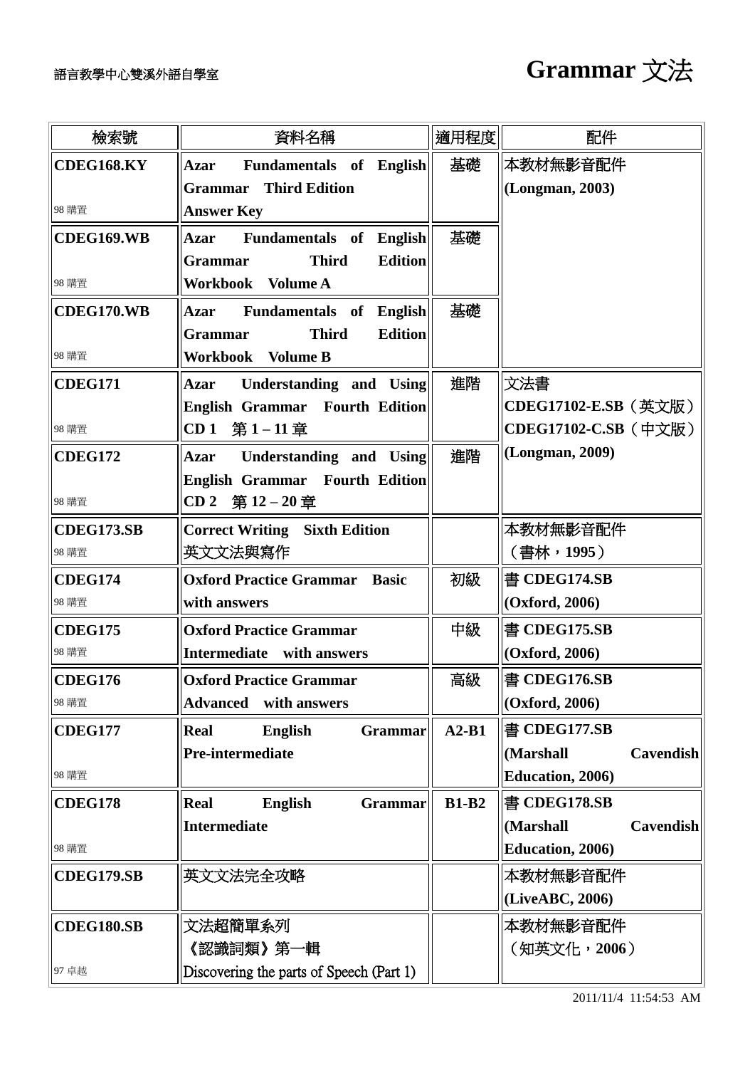語言教學中心雙溪外語自學室

# Grammar 文法

| 檢索號 | 資料名稱 | 適用程度 | 配件 |
|---|---|---|---|
| **CDEG168.KY**<br>98 購置 | **Azar Fundamentals of English Grammar Third Edition Answer Key** | 基礎 | 本教材無影音配件<br>**(Longman, 2003)** |
| **CDEG169.WB**<br>98 購置 | **Azar Fundamentals of English Grammar Third Edition Workbook Volume A** | 基礎 | |
| **CDEG170.WB**<br>98 購置 | **Azar Fundamentals of English Grammar Third Edition Workbook Volume B** | 基礎 | |
| **CDEG171**<br>98 購置 | **Azar Understanding and Using English Grammar Fourth Edition CD 1 第 1 – 11 章** | 進階 | 文法書<br>**CDEG17102-E.SB**（英文版）<br>**CDEG17102-C.SB**（中文版）<br>**(Longman, 2009)** |
| **CDEG172**<br>98 購置 | **Azar Understanding and Using English Grammar Fourth Edition CD 2 第 12 – 20 章** | 進階 | |
| **CDEG173.SB**<br>98 購置 | **Correct Writing Sixth Edition**<br>英文文法與寫作 | | 本教材無影音配件<br>（書林，**1995**） |
| **CDEG174**<br>98 購置 | **Oxford Practice Grammar Basic with answers** | 初級 | 書 **CDEG174.SB**<br>**(Oxford, 2006)** |
| **CDEG175**<br>98 購置 | **Oxford Practice Grammar Intermediate with answers** | 中級 | 書 **CDEG175.SB**<br>**(Oxford, 2006)** |
| **CDEG176**<br>98 購置 | **Oxford Practice Grammar Advanced with answers** | 高級 | 書 **CDEG176.SB**<br>**(Oxford, 2006)** |
| **CDEG177**<br>98 購置 | **Real English Grammar Pre-intermediate** | **A2-B1** | 書 **CDEG177.SB**<br>**(Marshall Cavendish Education, 2006)** |
| **CDEG178**<br>98 購置 | **Real English Grammar Intermediate** | **B1-B2** | 書 **CDEG178.SB**<br>**(Marshall Cavendish Education, 2006)** |
| **CDEG179.SB** | 英文文法完全攻略 | | 本教材無影音配件<br>**(LiveABC, 2006)** |
| **CDEG180.SB**<br>97 卓越 | 文法超簡單系列<br>《認識詞類》第一輯<br>Discovering the parts of Speech (Part 1) | | 本教材無影音配件<br>（知英文化，**2006**） |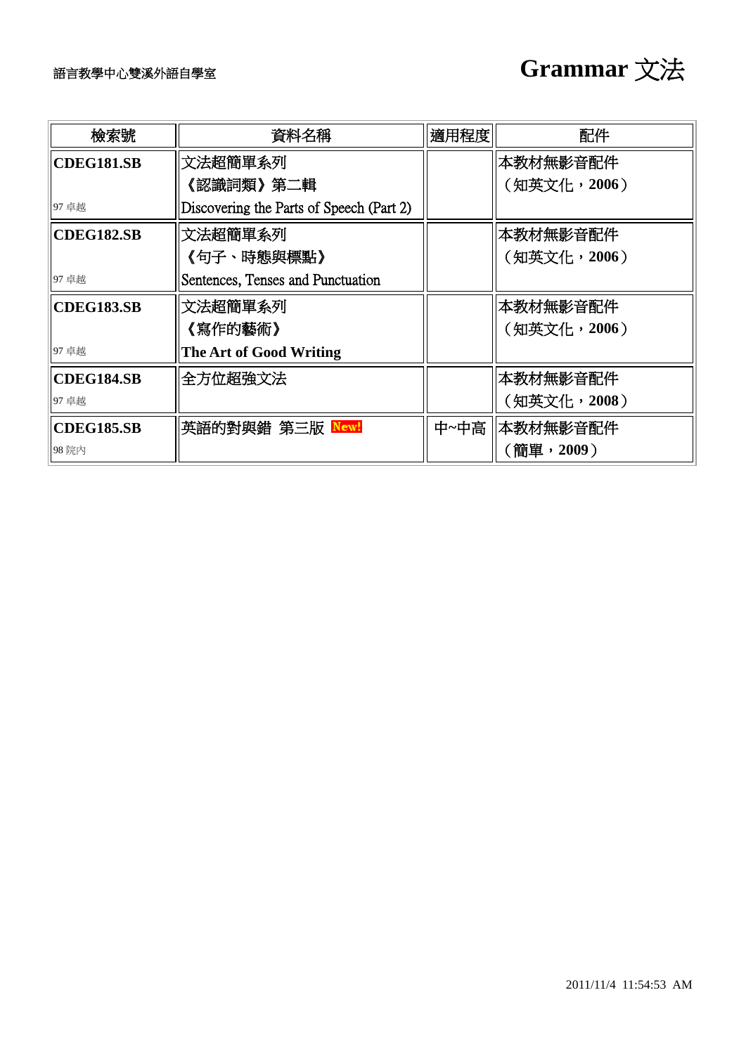# Grammar 文法

| 檢索號 | 資料名稱 | 適用程度 | 配件 |
|---|---|---|---|
| **CDEG181.SB** 97 卓越 | 文法超簡單系列 《認識詞類》第二輯 Discovering the Parts of Speech (Part 2) | | 本教材無影音配件 （知英文化，**2006**） |
| **CDEG182.SB** 97 卓越 | 文法超簡單系列 《句子、時態與標點》 Sentences, Tenses and Punctuation | | 本教材無影音配件 （知英文化，**2006**） |
| **CDEG183.SB** 97 卓越 | 文法超簡單系列 《寫作的藝術》 **The Art of Good Writing** | | 本教材無影音配件 （知英文化，**2006**） |
| **CDEG184.SB** 97 卓越 | 全方位超強文法 | | 本教材無影音配件 （知英文化，**2008**） |
| **CDEG185.SB** 98 院內 | 英語的對與錯 第三版 New! | 中~中高 | 本教材無影音配件 （簡單，**2009**） |